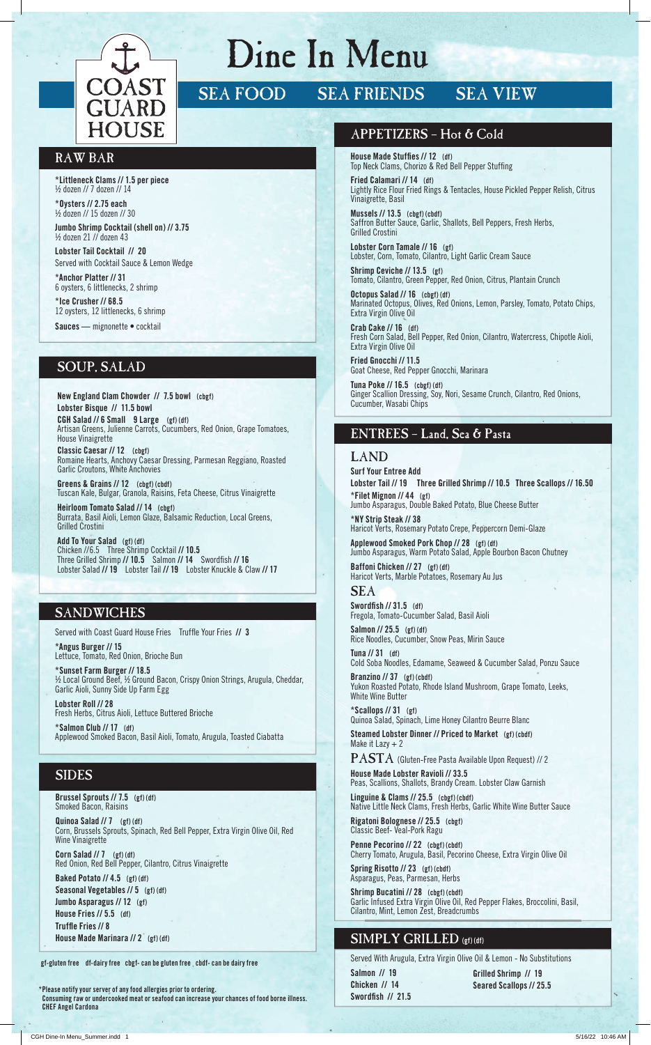# Dine In Menu

COAST GUARD HOUSE

SEA FOOD SEA FRIENDS SEA VIEW

## RAW BAR

**\*Littleneck Clams // 1.5 per piece**
½ dozen // 7 dozen // 14

**\*Oysters // 2.75 each**
½ dozen // 15 dozen // 30

**Jumbo Shrimp Cocktail (shell on) // 3.75**
½ dozen 21 // dozen 43

**Lobster Tail Cocktail // 20**
Served with Cocktail Sauce & Lemon Wedge

**\*Anchor Platter // 31**
6 oysters, 6 littlenecks, 2 shrimp

**\*Ice Crusher // 68.5**
12 oysters, 12 littlenecks, 6 shrimp

**Sauces** — mignonette • cocktail

## SOUP, SALAD

**New England Clam Chowder // 7.5 bowl** (cbgf)

**Lobster Bisque // 11.5 bowl**

**CGH Salad // 6 Small 9 Large** (gf) (df)
Artisan Greens, Julienne Carrots, Cucumbers, Red Onion, Grape Tomatoes, House Vinaigrette

**Classic Caesar // 12** (cbgf)
Romaine Hearts, Anchovy Caesar Dressing, Parmesan Reggiano, Roasted Garlic Croutons, White Anchovies

**Greens & Grains // 12** (cbgf) (cbdf)
Tuscan Kale, Bulgar, Granola, Raisins, Feta Cheese, Citrus Vinaigrette

**Heirloom Tomato Salad // 14** (cbgf)
Burrata, Basil Aioli, Lemon Glaze, Balsamic Reduction, Local Greens, Grilled Crostini

**Add To Your Salad** (gf) (df)
Chicken //6.5 Three Shrimp Cocktail **// 10.5**
Three Grilled Shrimp **// 10.5** Salmon **// 14** Swordfish **// 16**
Lobster Salad **// 19** Lobster Tail **// 19** Lobster Knuckle & Claw **// 17**

## SANDWICHES

Served with Coast Guard House Fries Truffle Your Fries **// 3**

**\*Angus Burger // 15**
Lettuce, Tomato, Red Onion, Brioche Bun

**\*Sunset Farm Burger // 18.5**
½ Local Ground Beef, ½ Ground Bacon, Crispy Onion Strings, Arugula, Cheddar, Garlic Aioli, Sunny Side Up Farm Egg

**Lobster Roll // 28**
Fresh Herbs, Citrus Aioli, Lettuce Buttered Brioche

**\*Salmon Club // 17** (df)
Applewood Smoked Bacon, Basil Aioli, Tomato, Arugula, Toasted Ciabatta

## SIDES

**Brussel Sprouts // 7.5** (gf) (df)
Smoked Bacon, Raisins

**Quinoa Salad // 7** (gf) (df)
Corn, Brussels Sprouts, Spinach, Red Bell Pepper, Extra Virgin Olive Oil, Red Wine Vinaigrette

**Corn Salad // 7** (gf) (df)
Red Onion, Red Bell Pepper, Cilantro, Citrus Vinaigrette

**Baked Potato // 4.5** (gf) (df)

**Seasonal Vegetables // 5** (gf) (df)

**Jumbo Asparagus // 12** (gf)

**House Fries // 5.5** (df)

**Truffle Fries // 8**

**House Made Marinara // 2** (gf) (df)

gf-gluten free df-dairy free cbgf- can be gluten free cbdf- can be dairy free

\*Please notify your server of any food allergies prior to ordering.
Consuming raw or undercooked meat or seafood can increase your chances of food borne illness.
CHEF Angel Cardona

## APPETIZERS - Hot & Cold

**House Made Stuffies // 12** (df)
Top Neck Clams, Chorizo & Red Bell Pepper Stuffing

**Fried Calamari // 14** (df)
Lightly Rice Flour Fried Rings & Tentacles, House Pickled Pepper Relish, Citrus Vinaigrette, Basil

**Mussels // 13.5** (cbgf) (cbdf)
Saffron Butter Sauce, Garlic, Shallots, Bell Peppers, Fresh Herbs, Grilled Crostini

**Lobster Corn Tamale // 16** (gf)
Lobster, Corn, Tomato, Cilantro, Light Garlic Cream Sauce

**Shrimp Ceviche // 13.5** (gf)
Tomato, Cilantro, Green Pepper, Red Onion, Citrus, Plantain Crunch

**Octopus Salad // 16** (cbgf) (df)
Marinated Octopus, Olives, Red Onions, Lemon, Parsley, Tomato, Potato Chips, Extra Virgin Olive Oil

**Crab Cake // 16** (df)
Fresh Corn Salad, Bell Pepper, Red Onion, Cilantro, Watercress, Chipotle Aioli, Extra Virgin Olive Oil

**Fried Gnocchi // 11.5**
Goat Cheese, Red Pepper Gnocchi, Marinara

**Tuna Poke // 16.5** (cbgf) (df)
Ginger Scallion Dressing, Soy, Nori, Sesame Crunch, Cilantro, Red Onions, Cucumber, Wasabi Chips

## ENTREES - Land, Sea & Pasta

### LAND

**Surf Your Entree Add**
**Lobster Tail // 19 Three Grilled Shrimp // 10.5 Three Scallops // 16.50**

**\*Filet Mignon // 44** (gf)
Jumbo Asparagus, Double Baked Potato, Blue Cheese Butter

**\*NY Strip Steak // 38**
Haricot Verts, Rosemary Potato Crepe, Peppercorn Demi-Glaze

**Applewood Smoked Pork Chop // 28** (gf) (df)
Jumbo Asparagus, Warm Potato Salad, Apple Bourbon Bacon Chutney

**Baffoni Chicken // 27** (gf) (df)
Haricot Verts, Marble Potatoes, Rosemary Au Jus

### SEA

**Swordfish // 31.5** (df)
Fregola, Tomato-Cucumber Salad, Basil Aioli

**Salmon // 25.5** (gf) (df)
Rice Noodles, Cucumber, Snow Peas, Mirin Sauce

**Tuna // 31** (df)
Cold Soba Noodles, Edamame, Seaweed & Cucumber Salad, Ponzu Sauce

**Branzino // 37** (gf) (cbdf)
Yukon Roasted Potato, Rhode Island Mushroom, Grape Tomato, Leeks, White Wine Butter

**\*Scallops // 31** (gf)
Quinoa Salad, Spinach, Lime Honey Cilantro Beurre Blanc

**Steamed Lobster Dinner // Priced to Market** (gf) (cbdf)
Make it Lazy + 2

### PASTA (Gluten-Free Pasta Available Upon Request) // 2

**House Made Lobster Ravioli // 33.5**
Peas, Scallions, Shallots, Brandy Cream. Lobster Claw Garnish

**Linguine & Clams // 25.5** (cbgf) (cbdf)
Native Little Neck Clams, Fresh Herbs, Garlic White Wine Butter Sauce

**Rigatoni Bolognese // 25.5** (cbgf)
Classic Beef- Veal-Pork Ragu

**Penne Pecorino // 22** (cbgf) (cbdf)
Cherry Tomato, Arugula, Basil, Pecorino Cheese, Extra Virgin Olive Oil

**Spring Risotto // 23** (gf) (cbdf)
Asparagus, Peas, Parmesan, Herbs

**Shrimp Bucatini // 28** (cbgf) (cbdf)
Garlic Infused Extra Virgin Olive Oil, Red Pepper Flakes, Broccolini, Basil, Cilantro, Mint, Lemon Zest, Breadcrumbs

## SIMPLY GRILLED (gf) (df)

Served With Arugula, Extra Virgin Olive Oil & Lemon - No Substitutions

**Salmon // 19**
**Chicken // 14**
**Swordfish // 21.5**
**Grilled Shrimp // 19**
**Seared Scallops // 25.5**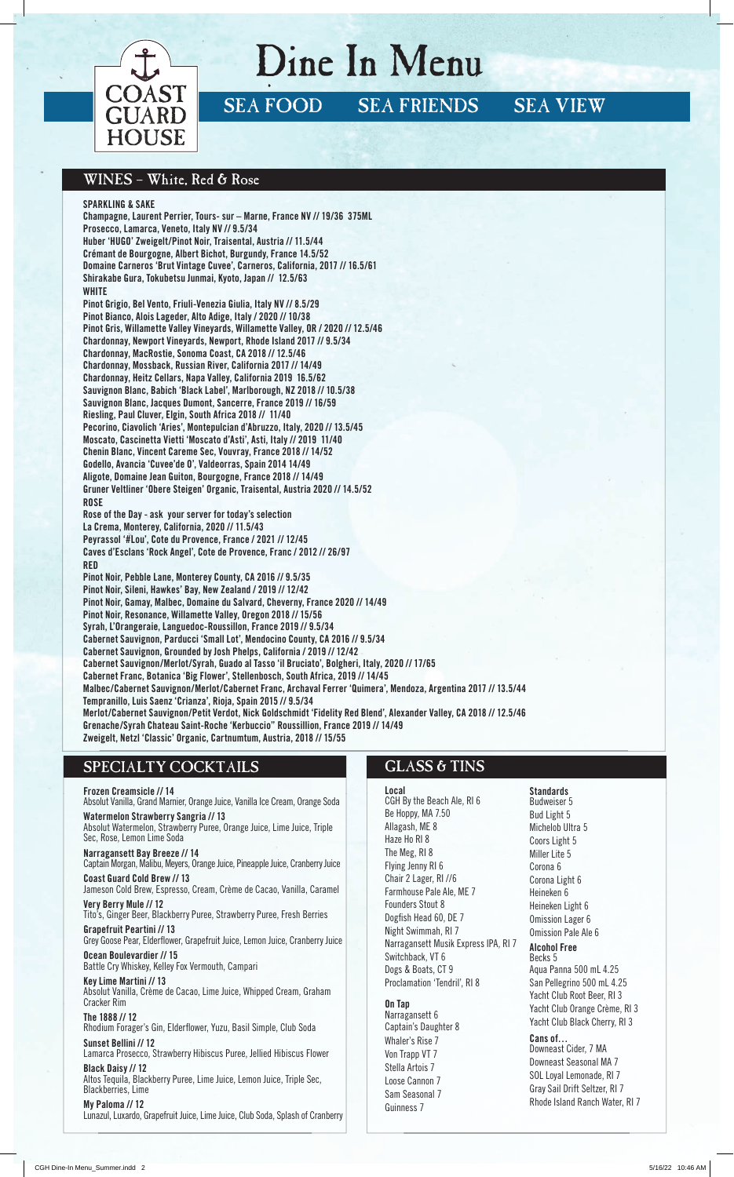# Dine In Menu

COAST GUARD HOUSE

SEA FOOD SEA FRIENDS SEA VIEW

## WINES – White, Red & Rose

### SPARKLING & SAKE

Champagne, Laurent Perrier, Tours- sur – Marne, France NV // 19/36 375ML
Prosecco, Lamarca, Veneto, Italy NV // 9.5/34
Huber 'HUGO' Zweigelt/Pinot Noir, Traisental, Austria // 11.5/44
Crémant de Bourgogne, Albert Bichot, Burgundy, France 14.5/52
Domaine Carneros 'Brut Vintage Cuvee', Carneros, California, 2017 // 16.5/61
Shirakabe Gura, Tokubetsu Junmai, Kyoto, Japan // 12.5/63

### WHITE

Pinot Grigio, Bel Vento, Friuli-Venezia Giulia, Italy NV // 8.5/29
Pinot Bianco, Alois Lageder, Alto Adige, Italy / 2020 // 10/38
Pinot Gris, Willamette Valley Vineyards, Willamette Valley, OR / 2020 // 12.5/46
Chardonnay, Newport Vineyards, Newport, Rhode Island 2017 // 9.5/34
Chardonnay, MacRostie, Sonoma Coast, CA 2018 // 12.5/46
Chardonnay, Mossback, Russian River, California 2017 // 14/49
Chardonnay, Heitz Cellars, Napa Valley, California 2019 16.5/62
Sauvignon Blanc, Babich 'Black Label', Marlborough, NZ 2018 // 10.5/38
Sauvignon Blanc, Jacques Dumont, Sancerre, France 2019 // 16/59
Riesling, Paul Cluver, Elgin, South Africa 2018 // 11/40
Pecorino, Ciavolich 'Aries', Montepulcian d'Abruzzo, Italy, 2020 // 13.5/45
Moscato, Cascinetta Vietti 'Moscato d'Asti', Asti, Italy // 2019 11/40
Chenin Blanc, Vincent Careme Sec, Vouvray, France 2018 // 14/52
Godello, Avancia 'Cuvee'de O', Valdeorras, Spain 2014 14/49
Aligote, Domaine Jean Guiton, Bourgogne, France 2018 // 14/49
Gruner Veltliner 'Obere Steigen' Organic, Traisental, Austria 2020 // 14.5/52

### ROSE

Rose of the Day - ask your server for today's selection
La Crema, Monterey, California, 2020 // 11.5/43
Peyrassol '#Lou', Cote du Provence, France / 2021 // 12/45
Caves d'Esclans 'Rock Angel', Cote de Provence, Franc / 2012 // 26/97

### RED

Pinot Noir, Pebble Lane, Monterey County, CA 2016 // 9.5/35
Pinot Noir, Sileni, Hawkes' Bay, New Zealand / 2019 // 12/42
Pinot Noir, Gamay, Malbec, Domaine du Salvard, Cheverny, France 2020 // 14/49
Pinot Noir, Resonance, Willamette Valley, Oregon 2018 // 15/56
Syrah, L'Orangeraie, Languedoc-Roussillon, France 2019 // 9.5/34
Cabernet Sauvignon, Parducci 'Small Lot', Mendocino County, CA 2016 // 9.5/34
Cabernet Sauvignon, Grounded by Josh Phelps, California / 2019 // 12/42
Cabernet Sauvignon/Merlot/Syrah, Guado al Tasso 'il Bruciato', Bolgheri, Italy, 2020 // 17/65
Cabernet Franc, Botanica 'Big Flower', Stellenbosch, South Africa, 2019 // 14/45
Malbec/Cabernet Sauvignon/Merlot/Cabernet Franc, Archaval Ferrer 'Quimera', Mendoza, Argentina 2017 // 13.5/44
Tempranillo, Luis Saenz 'Crianza', Rioja, Spain 2015 // 9.5/34
Merlot/Cabernet Sauvignon/Petit Verdot, Nick Goldschmidt 'Fidelity Red Blend', Alexander Valley, CA 2018 // 12.5/46
Grenache/Syrah Chateau Saint-Roche 'Kerbuccio" Roussillion, France 2019 // 14/49
Zweigelt, Netzl 'Classic' Organic, Cartnumtum, Austria, 2018 // 15/55

## SPECIALTY COCKTAILS

**Frozen Creamsicle // 14**
Absolut Vanilla, Grand Marnier, Orange Juice, Vanilla Ice Cream, Orange Soda

**Watermelon Strawberry Sangria // 13**
Absolut Watermelon, Strawberry Puree, Orange Juice, Lime Juice, Triple Sec, Rose, Lemon Lime Soda

**Narragansett Bay Breeze // 14**
Captain Morgan, Malibu, Meyers, Orange Juice, Pineapple Juice, Cranberry Juice

**Coast Guard Cold Brew // 13**
Jameson Cold Brew, Espresso, Cream, Crème de Cacao, Vanilla, Caramel

**Very Berry Mule // 12**
Tito's, Ginger Beer, Blackberry Puree, Strawberry Puree, Fresh Berries

**Grapefruit Peartini // 13**
Grey Goose Pear, Elderflower, Grapefruit Juice, Lemon Juice, Cranberry Juice

**Ocean Boulevardier // 15**
Battle Cry Whiskey, Kelley Fox Vermouth, Campari

**Key Lime Martini // 13**
Absolut Vanilla, Crème de Cacao, Lime Juice, Whipped Cream, Graham Cracker Rim

**The 1888 // 12**
Rhodium Forager's Gin, Elderflower, Yuzu, Basil Simple, Club Soda

**Sunset Bellini // 12**
Lamarca Prosecco, Strawberry Hibiscus Puree, Jellied Hibiscus Flower

**Black Daisy // 12**
Altos Tequila, Blackberry Puree, Lime Juice, Lemon Juice, Triple Sec, Blackberries, Lime

**My Paloma // 12**
Lunazul, Luxardo, Grapefruit Juice, Lime Juice, Club Soda, Splash of Cranberry

## GLASS & TINS

**Local**
CGH By the Beach Ale, RI 6
Be Hoppy, MA 7.50
Allagash, ME 8
Haze Ho RI 8
The Meg, RI 8
Flying Jenny RI 6
Chair 2 Lager, RI //6
Farmhouse Pale Ale, ME 7
Founders Stout 8
Dogfish Head 60, DE 7
Night Swimmah, RI 7
Narragansett Musik Express IPA, RI 7
Switchback, VT 6
Dogs & Boats, CT 9
Proclamation 'Tendril', RI 8

**On Tap**
Narragansett 6
Captain's Daughter 8
Whaler's Rise 7
Von Trapp VT 7
Stella Artois 7
Loose Cannon 7
Sam Seasonal 7
Guinness 7

**Standards**
Budweiser 5
Bud Light 5
Michelob Ultra 5
Coors Light 5
Miller Lite 5
Corona 6
Corona Light 6
Heineken 6
Heineken Light 6
Omission Lager 6
Omission Pale Ale 6

**Alcohol Free**
Becks 5
Aqua Panna 500 mL 4.25
San Pellegrino 500 mL 4.25
Yacht Club Root Beer, RI 3
Yacht Club Orange Crème, RI 3
Yacht Club Black Cherry, RI 3

**Cans of…**
Downeast Cider, 7 MA
Downeast Seasonal MA 7
SOL Loyal Lemonade, RI 7
Gray Sail Drift Seltzer, RI 7
Rhode Island Ranch Water, RI 7